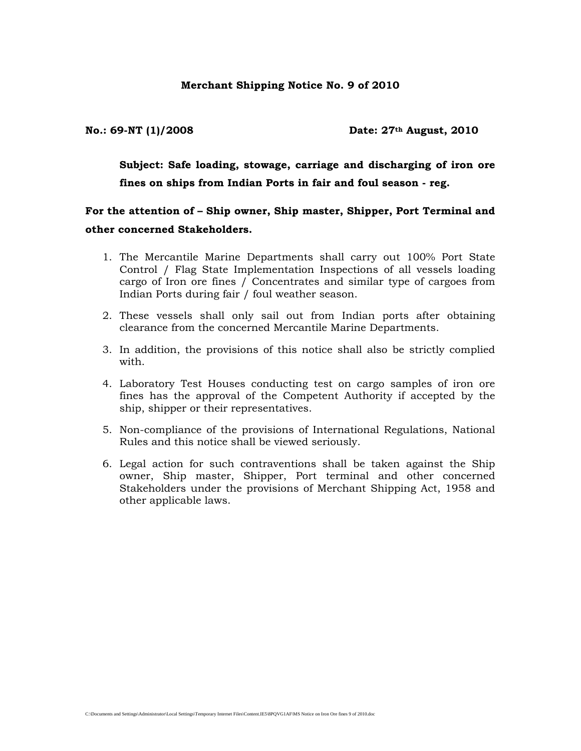# Merchant Shipping Notice No. 9 of 2010

**No.: 69-NT (1)/2008** **Date: 27th August, 2010**

**Subject: Safe loading, stowage, carriage and discharging of iron ore fines on ships from Indian Ports in fair and foul season - reg.**

**For the attention of – Ship owner, Ship master, Shipper, Port Terminal and other concerned Stakeholders.**

1. The Mercantile Marine Departments shall carry out 100% Port State Control / Flag State Implementation Inspections of all vessels loading cargo of Iron ore fines / Concentrates and similar type of cargoes from Indian Ports during fair / foul weather season.
2. These vessels shall only sail out from Indian ports after obtaining clearance from the concerned Mercantile Marine Departments.
3. In addition, the provisions of this notice shall also be strictly complied with.
4. Laboratory Test Houses conducting test on cargo samples of iron ore fines has the approval of the Competent Authority if accepted by the ship, shipper or their representatives.
5. Non-compliance of the provisions of International Regulations, National Rules and this notice shall be viewed seriously.
6. Legal action for such contraventions shall be taken against the Ship owner, Ship master, Shipper, Port terminal and other concerned Stakeholders under the provisions of Merchant Shipping Act, 1958 and other applicable laws.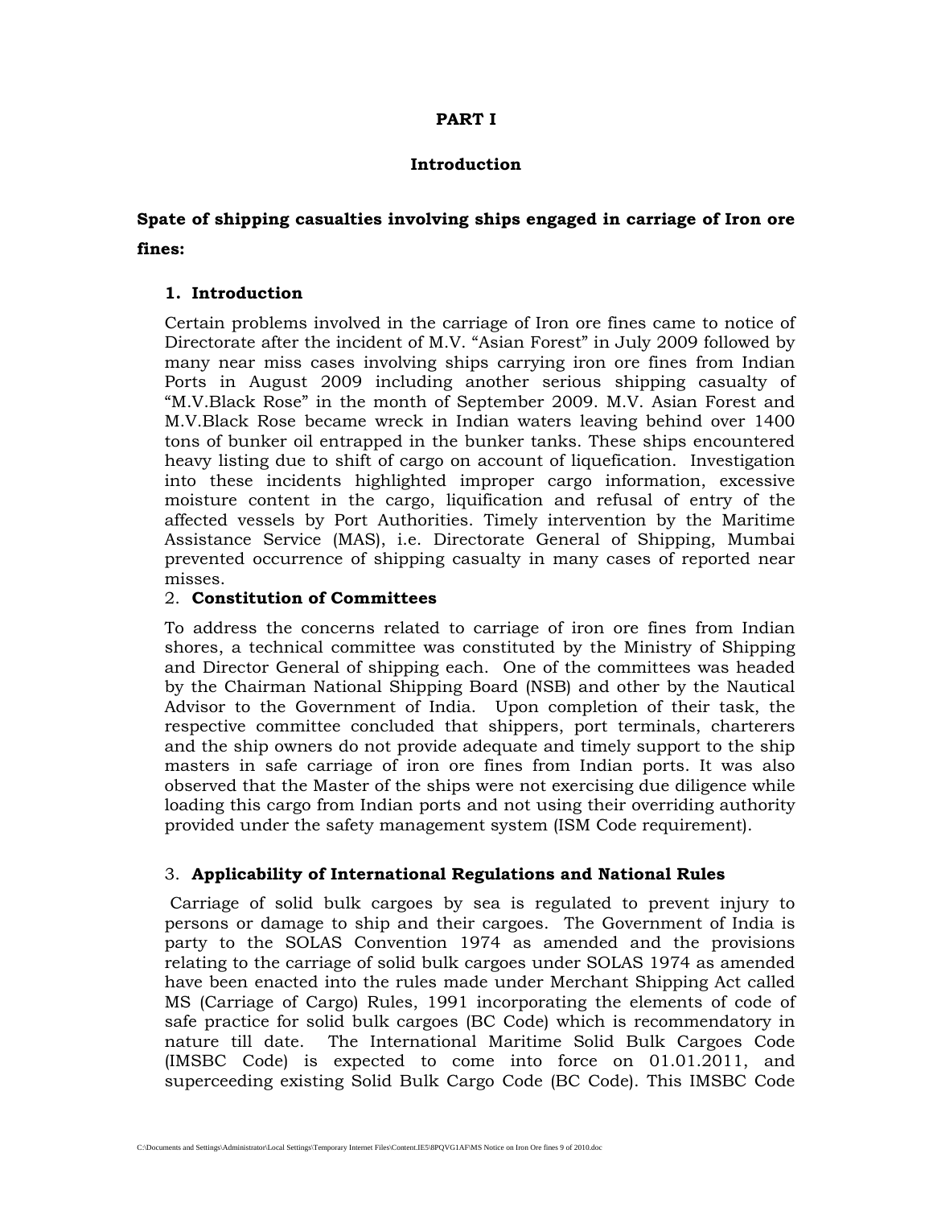# PART I

## Introduction

**Spate of shipping casualties involving ships engaged in carriage of Iron ore fines:**

### 1. Introduction

Certain problems involved in the carriage of Iron ore fines came to notice of Directorate after the incident of M.V. “Asian Forest” in July 2009 followed by many near miss cases involving ships carrying iron ore fines from Indian Ports in August 2009 including another serious shipping casualty of “M.V.Black Rose” in the month of September 2009. M.V. Asian Forest and M.V.Black Rose became wreck in Indian waters leaving behind over 1400 tons of bunker oil entrapped in the bunker tanks. These ships encountered heavy listing due to shift of cargo on account of liquefication. Investigation into these incidents highlighted improper cargo information, excessive moisture content in the cargo, liquification and refusal of entry of the affected vessels by Port Authorities. Timely intervention by the Maritime Assistance Service (MAS), i.e. Directorate General of Shipping, Mumbai prevented occurrence of shipping casualty in many cases of reported near misses.

### 2. Constitution of Committees

To address the concerns related to carriage of iron ore fines from Indian shores, a technical committee was constituted by the Ministry of Shipping and Director General of shipping each. One of the committees was headed by the Chairman National Shipping Board (NSB) and other by the Nautical Advisor to the Government of India. Upon completion of their task, the respective committee concluded that shippers, port terminals, charterers and the ship owners do not provide adequate and timely support to the ship masters in safe carriage of iron ore fines from Indian ports. It was also observed that the Master of the ships were not exercising due diligence while loading this cargo from Indian ports and not using their overriding authority provided under the safety management system (ISM Code requirement).

### 3. Applicability of International Regulations and National Rules

Carriage of solid bulk cargoes by sea is regulated to prevent injury to persons or damage to ship and their cargoes. The Government of India is party to the SOLAS Convention 1974 as amended and the provisions relating to the carriage of solid bulk cargoes under SOLAS 1974 as amended have been enacted into the rules made under Merchant Shipping Act called MS (Carriage of Cargo) Rules, 1991 incorporating the elements of code of safe practice for solid bulk cargoes (BC Code) which is recommendatory in nature till date. The International Maritime Solid Bulk Cargoes Code (IMSBC Code) is expected to come into force on 01.01.2011, and superceeding existing Solid Bulk Cargo Code (BC Code). This IMSBC Code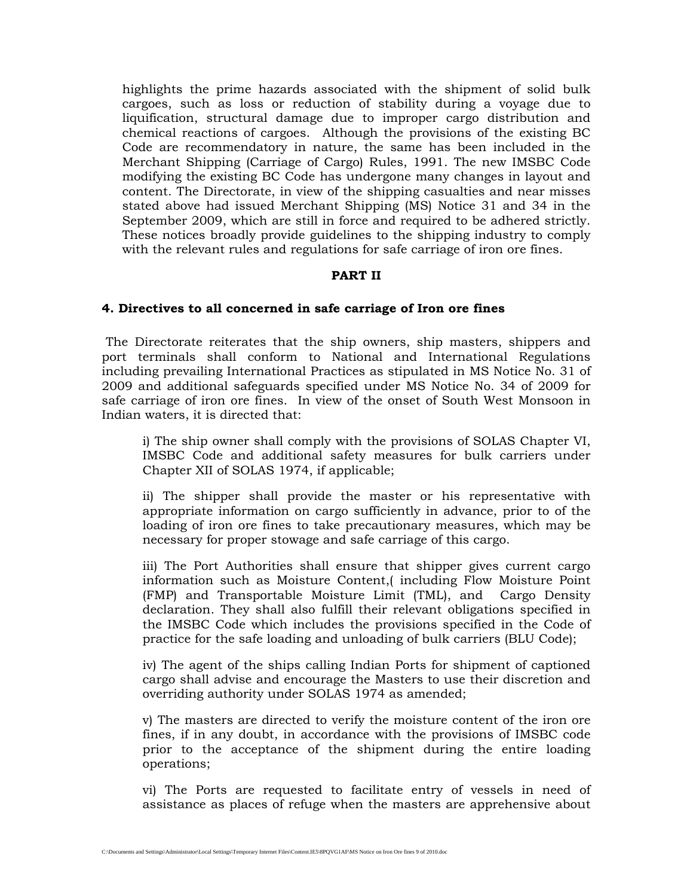highlights the prime hazards associated with the shipment of solid bulk cargoes, such as loss or reduction of stability during a voyage due to liquification, structural damage due to improper cargo distribution and chemical reactions of cargoes. Although the provisions of the existing BC Code are recommendatory in nature, the same has been included in the Merchant Shipping (Carriage of Cargo) Rules, 1991. The new IMSBC Code modifying the existing BC Code has undergone many changes in layout and content. The Directorate, in view of the shipping casualties and near misses stated above had issued Merchant Shipping (MS) Notice 31 and 34 in the September 2009, which are still in force and required to be adhered strictly. These notices broadly provide guidelines to the shipping industry to comply with the relevant rules and regulations for safe carriage of iron ore fines.

## PART II

### 4. Directives to all concerned in safe carriage of Iron ore fines

The Directorate reiterates that the ship owners, ship masters, shippers and port terminals shall conform to National and International Regulations including prevailing International Practices as stipulated in MS Notice No. 31 of 2009 and additional safeguards specified under MS Notice No. 34 of 2009 for safe carriage of iron ore fines. In view of the onset of South West Monsoon in Indian waters, it is directed that:

i) The ship owner shall comply with the provisions of SOLAS Chapter VI, IMSBC Code and additional safety measures for bulk carriers under Chapter XII of SOLAS 1974, if applicable;

ii) The shipper shall provide the master or his representative with appropriate information on cargo sufficiently in advance, prior to of the loading of iron ore fines to take precautionary measures, which may be necessary for proper stowage and safe carriage of this cargo.

iii) The Port Authorities shall ensure that shipper gives current cargo information such as Moisture Content,( including Flow Moisture Point (FMP) and Transportable Moisture Limit (TML), and Cargo Density declaration. They shall also fulfill their relevant obligations specified in the IMSBC Code which includes the provisions specified in the Code of practice for the safe loading and unloading of bulk carriers (BLU Code);

iv) The agent of the ships calling Indian Ports for shipment of captioned cargo shall advise and encourage the Masters to use their discretion and overriding authority under SOLAS 1974 as amended;

v) The masters are directed to verify the moisture content of the iron ore fines, if in any doubt, in accordance with the provisions of IMSBC code prior to the acceptance of the shipment during the entire loading operations;

vi) The Ports are requested to facilitate entry of vessels in need of assistance as places of refuge when the masters are apprehensive about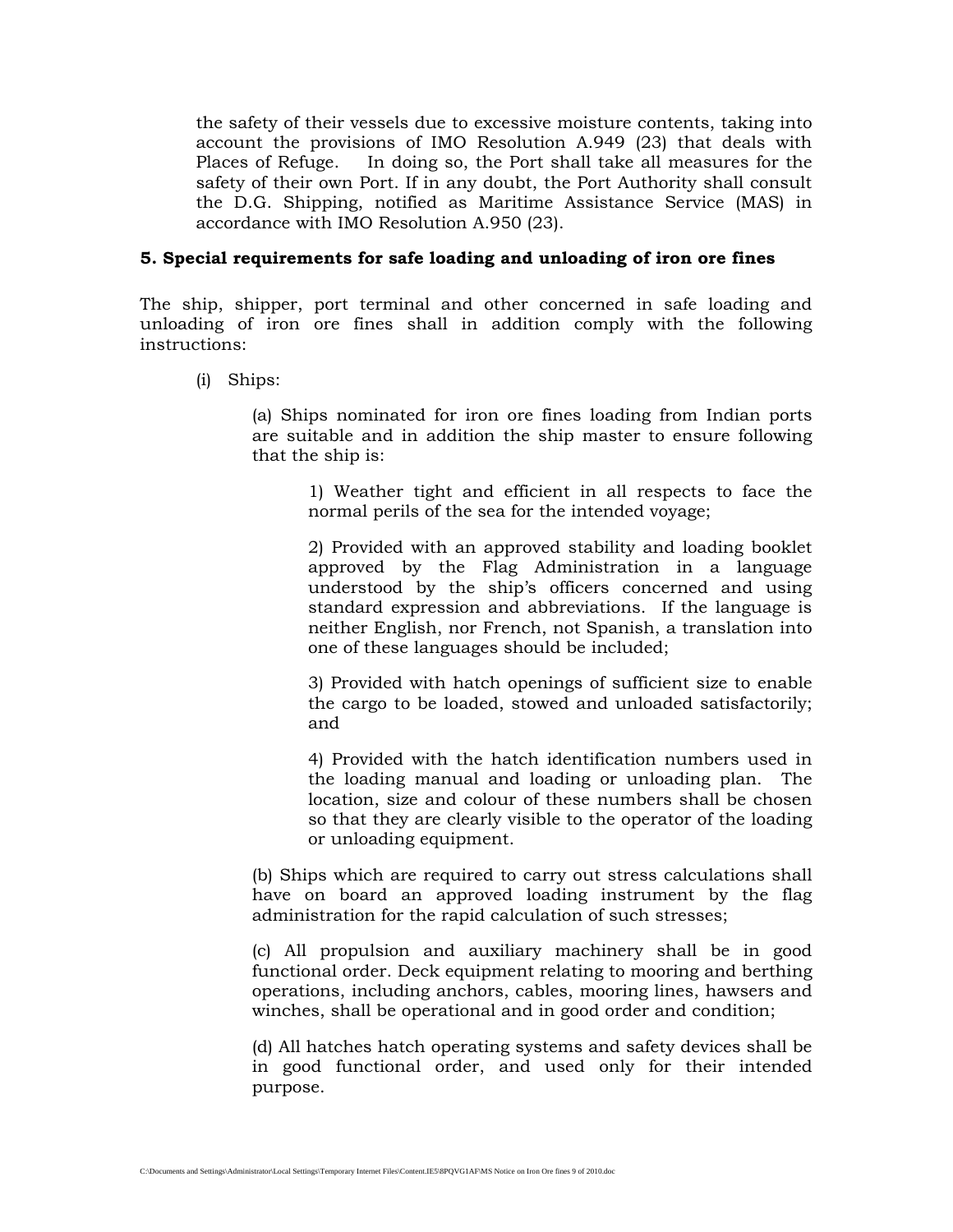the safety of their vessels due to excessive moisture contents, taking into account the provisions of IMO Resolution A.949 (23) that deals with Places of Refuge. In doing so, the Port shall take all measures for the safety of their own Port. If in any doubt, the Port Authority shall consult the D.G. Shipping, notified as Maritime Assistance Service (MAS) in accordance with IMO Resolution A.950 (23).

**5. Special requirements for safe loading and unloading of iron ore fines**

The ship, shipper, port terminal and other concerned in safe loading and unloading of iron ore fines shall in addition comply with the following instructions:

(i) Ships:

(a) Ships nominated for iron ore fines loading from Indian ports are suitable and in addition the ship master to ensure following that the ship is:

1) Weather tight and efficient in all respects to face the normal perils of the sea for the intended voyage;

2) Provided with an approved stability and loading booklet approved by the Flag Administration in a language understood by the ship's officers concerned and using standard expression and abbreviations. If the language is neither English, nor French, not Spanish, a translation into one of these languages should be included;

3) Provided with hatch openings of sufficient size to enable the cargo to be loaded, stowed and unloaded satisfactorily; and

4) Provided with the hatch identification numbers used in the loading manual and loading or unloading plan. The location, size and colour of these numbers shall be chosen so that they are clearly visible to the operator of the loading or unloading equipment.

(b) Ships which are required to carry out stress calculations shall have on board an approved loading instrument by the flag administration for the rapid calculation of such stresses;

(c) All propulsion and auxiliary machinery shall be in good functional order. Deck equipment relating to mooring and berthing operations, including anchors, cables, mooring lines, hawsers and winches, shall be operational and in good order and condition;

(d) All hatches hatch operating systems and safety devices shall be in good functional order, and used only for their intended purpose.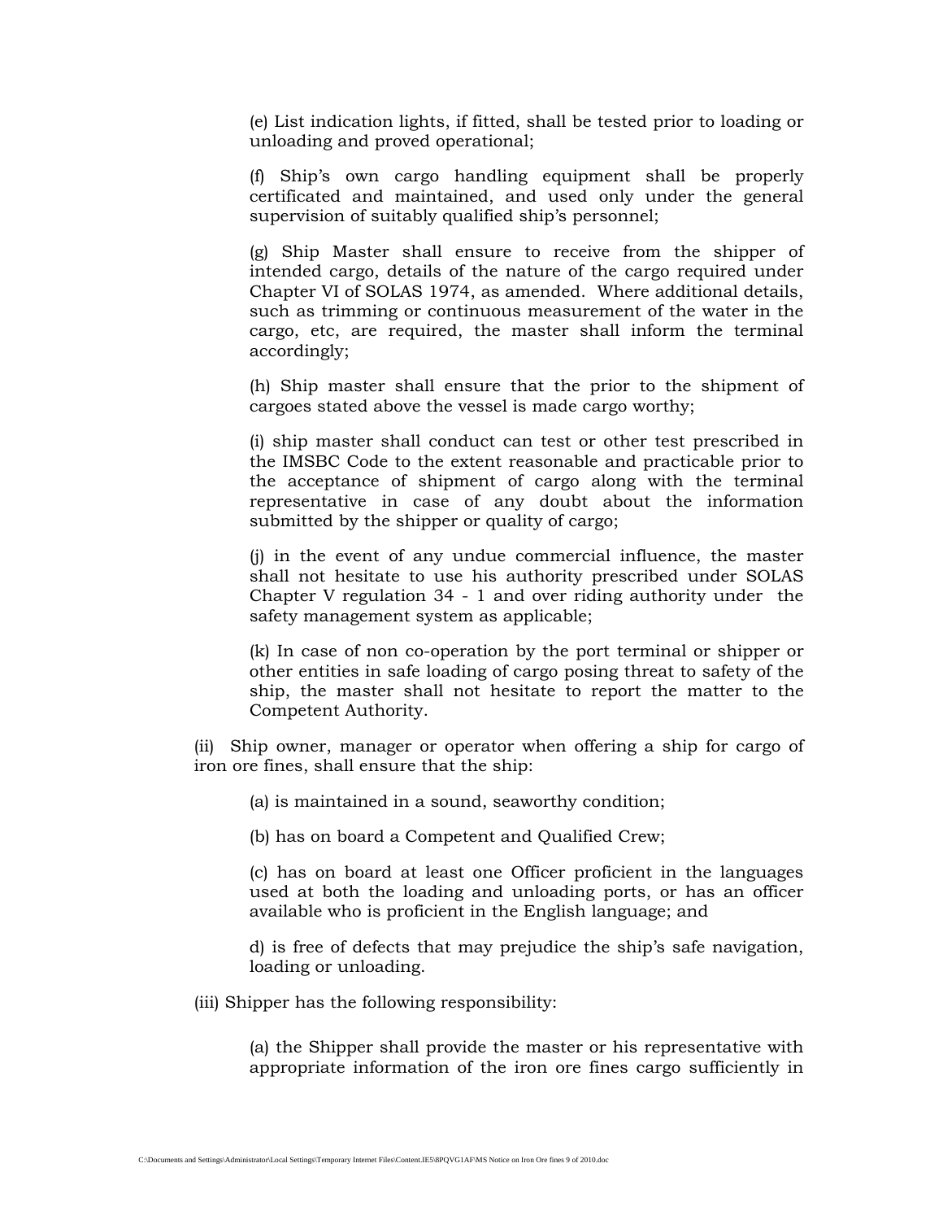(e) List indication lights, if fitted, shall be tested prior to loading or unloading and proved operational;

(f) Ship's own cargo handling equipment shall be properly certificated and maintained, and used only under the general supervision of suitably qualified ship's personnel;

(g) Ship Master shall ensure to receive from the shipper of intended cargo, details of the nature of the cargo required under Chapter VI of SOLAS 1974, as amended. Where additional details, such as trimming or continuous measurement of the water in the cargo, etc, are required, the master shall inform the terminal accordingly;

(h) Ship master shall ensure that the prior to the shipment of cargoes stated above the vessel is made cargo worthy;

(i) ship master shall conduct can test or other test prescribed in the IMSBC Code to the extent reasonable and practicable prior to the acceptance of shipment of cargo along with the terminal representative in case of any doubt about the information submitted by the shipper or quality of cargo;

(j) in the event of any undue commercial influence, the master shall not hesitate to use his authority prescribed under SOLAS Chapter V regulation 34 - 1 and over riding authority under the safety management system as applicable;

(k) In case of non co-operation by the port terminal or shipper or other entities in safe loading of cargo posing threat to safety of the ship, the master shall not hesitate to report the matter to the Competent Authority.

(ii) Ship owner, manager or operator when offering a ship for cargo of iron ore fines, shall ensure that the ship:

(a) is maintained in a sound, seaworthy condition;

(b) has on board a Competent and Qualified Crew;

(c) has on board at least one Officer proficient in the languages used at both the loading and unloading ports, or has an officer available who is proficient in the English language; and

d) is free of defects that may prejudice the ship's safe navigation, loading or unloading.

(iii) Shipper has the following responsibility:

(a) the Shipper shall provide the master or his representative with appropriate information of the iron ore fines cargo sufficiently in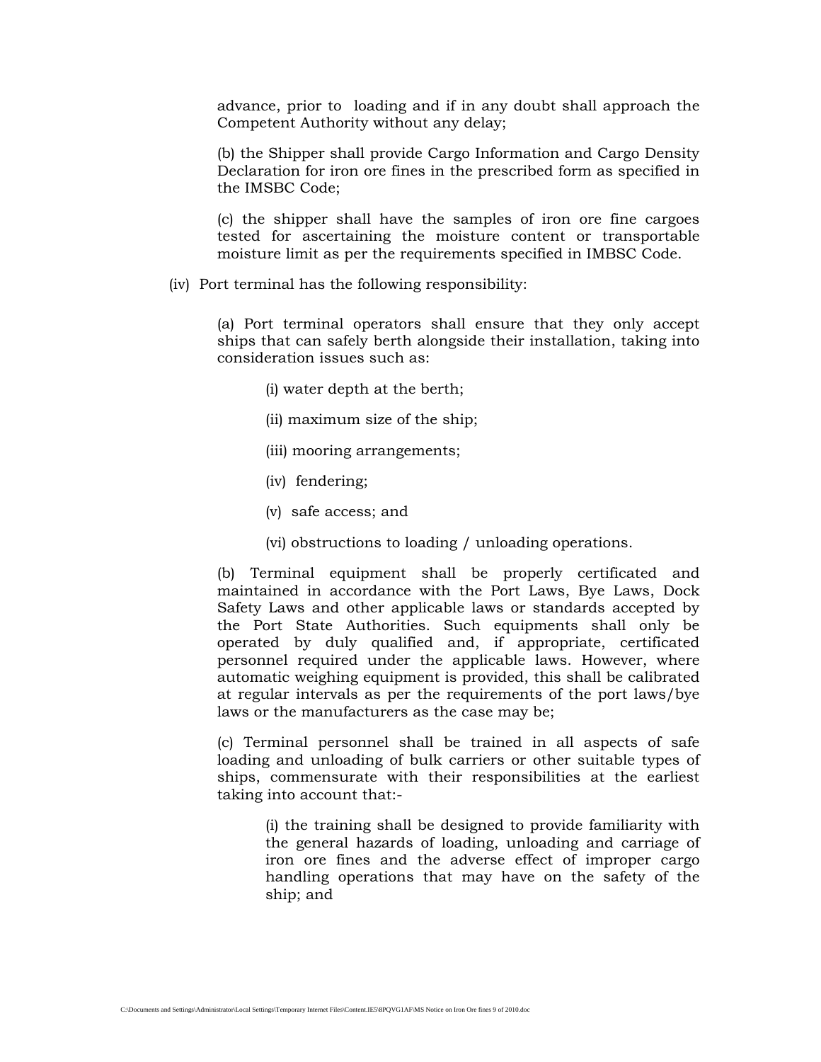advance, prior to loading and if in any doubt shall approach the Competent Authority without any delay;

(b) the Shipper shall provide Cargo Information and Cargo Density Declaration for iron ore fines in the prescribed form as specified in the IMSBC Code;

(c) the shipper shall have the samples of iron ore fine cargoes tested for ascertaining the moisture content or transportable moisture limit as per the requirements specified in IMBSC Code.

(iv) Port terminal has the following responsibility:

(a) Port terminal operators shall ensure that they only accept ships that can safely berth alongside their installation, taking into consideration issues such as:

(i) water depth at the berth;

(ii) maximum size of the ship;

(iii) mooring arrangements;

(iv) fendering;

(v) safe access; and

(vi) obstructions to loading / unloading operations.

(b) Terminal equipment shall be properly certificated and maintained in accordance with the Port Laws, Bye Laws, Dock Safety Laws and other applicable laws or standards accepted by the Port State Authorities. Such equipments shall only be operated by duly qualified and, if appropriate, certificated personnel required under the applicable laws. However, where automatic weighing equipment is provided, this shall be calibrated at regular intervals as per the requirements of the port laws/bye laws or the manufacturers as the case may be;

(c) Terminal personnel shall be trained in all aspects of safe loading and unloading of bulk carriers or other suitable types of ships, commensurate with their responsibilities at the earliest taking into account that:-

(i) the training shall be designed to provide familiarity with the general hazards of loading, unloading and carriage of iron ore fines and the adverse effect of improper cargo handling operations that may have on the safety of the ship; and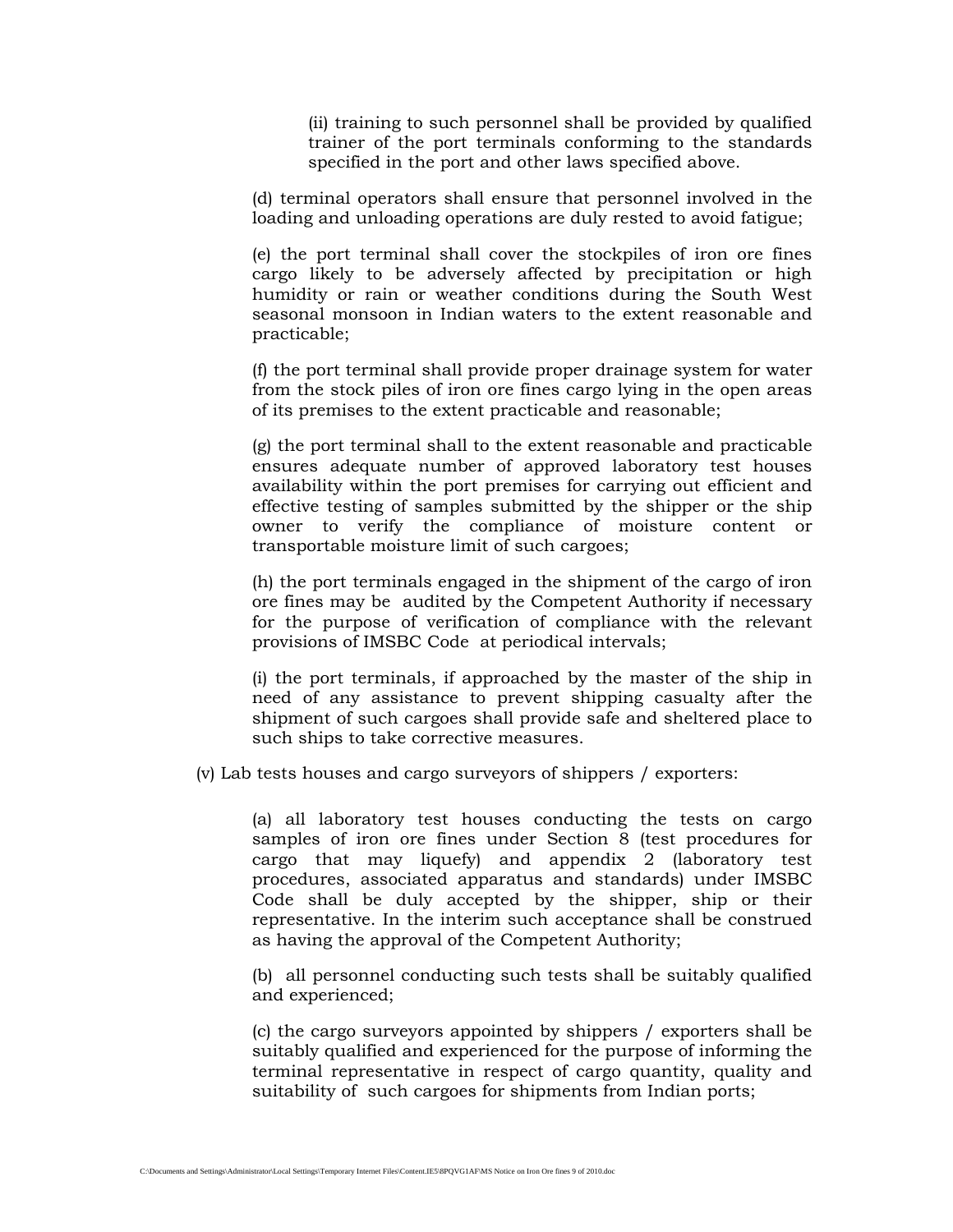(ii) training to such personnel shall be provided by qualified trainer of the port terminals conforming to the standards specified in the port and other laws specified above.

(d) terminal operators shall ensure that personnel involved in the loading and unloading operations are duly rested to avoid fatigue;

(e) the port terminal shall cover the stockpiles of iron ore fines cargo likely to be adversely affected by precipitation or high humidity or rain or weather conditions during the South West seasonal monsoon in Indian waters to the extent reasonable and practicable;

(f) the port terminal shall provide proper drainage system for water from the stock piles of iron ore fines cargo lying in the open areas of its premises to the extent practicable and reasonable;

(g) the port terminal shall to the extent reasonable and practicable ensures adequate number of approved laboratory test houses availability within the port premises for carrying out efficient and effective testing of samples submitted by the shipper or the ship owner to verify the compliance of moisture content or transportable moisture limit of such cargoes;

(h) the port terminals engaged in the shipment of the cargo of iron ore fines may be audited by the Competent Authority if necessary for the purpose of verification of compliance with the relevant provisions of IMSBC Code at periodical intervals;

(i) the port terminals, if approached by the master of the ship in need of any assistance to prevent shipping casualty after the shipment of such cargoes shall provide safe and sheltered place to such ships to take corrective measures.

(v) Lab tests houses and cargo surveyors of shippers / exporters:

(a) all laboratory test houses conducting the tests on cargo samples of iron ore fines under Section 8 (test procedures for cargo that may liquefy) and appendix 2 (laboratory test procedures, associated apparatus and standards) under IMSBC Code shall be duly accepted by the shipper, ship or their representative. In the interim such acceptance shall be construed as having the approval of the Competent Authority;

(b) all personnel conducting such tests shall be suitably qualified and experienced;

(c) the cargo surveyors appointed by shippers / exporters shall be suitably qualified and experienced for the purpose of informing the terminal representative in respect of cargo quantity, quality and suitability of such cargoes for shipments from Indian ports;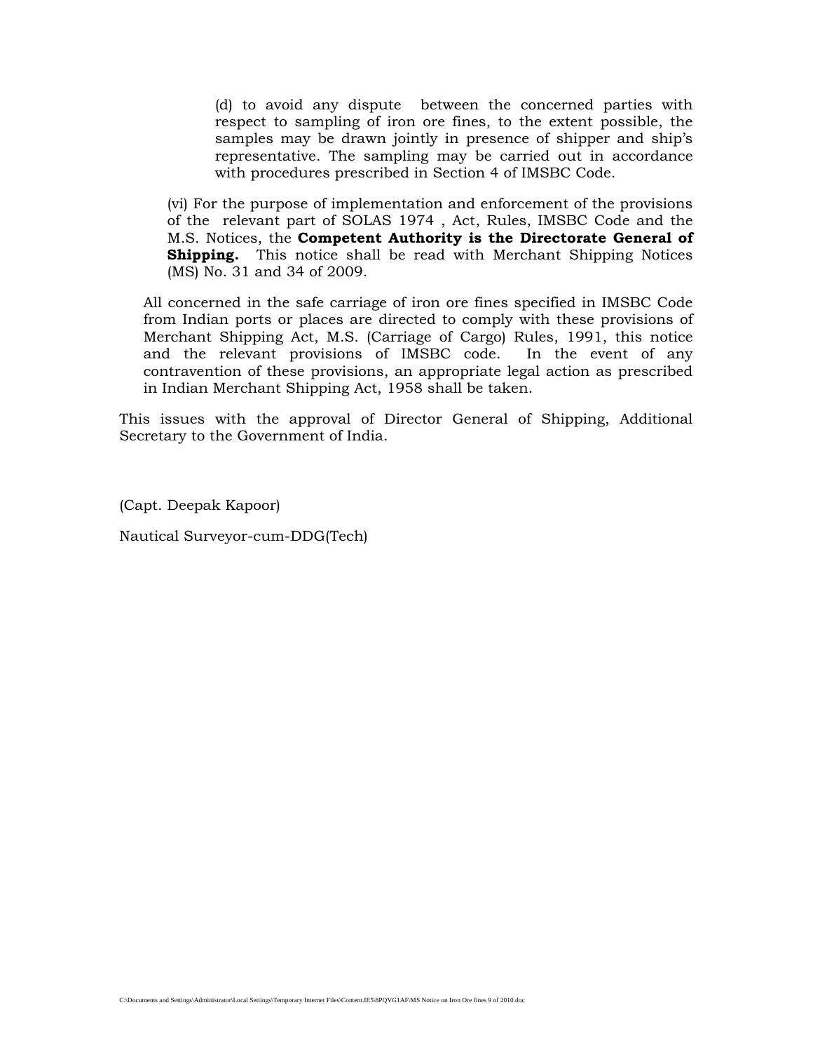(d) to avoid any dispute between the concerned parties with respect to sampling of iron ore fines, to the extent possible, the samples may be drawn jointly in presence of shipper and ship's representative. The sampling may be carried out in accordance with procedures prescribed in Section 4 of IMSBC Code.

(vi) For the purpose of implementation and enforcement of the provisions of the relevant part of SOLAS 1974 , Act, Rules, IMSBC Code and the M.S. Notices, the **Competent Authority is the Directorate General of Shipping.** This notice shall be read with Merchant Shipping Notices (MS) No. 31 and 34 of 2009.

All concerned in the safe carriage of iron ore fines specified in IMSBC Code from Indian ports or places are directed to comply with these provisions of Merchant Shipping Act, M.S. (Carriage of Cargo) Rules, 1991, this notice and the relevant provisions of IMSBC code. In the event of any contravention of these provisions, an appropriate legal action as prescribed in Indian Merchant Shipping Act, 1958 shall be taken.

This issues with the approval of Director General of Shipping, Additional Secretary to the Government of India.

(Capt. Deepak Kapoor)

Nautical Surveyor-cum-DDG(Tech)